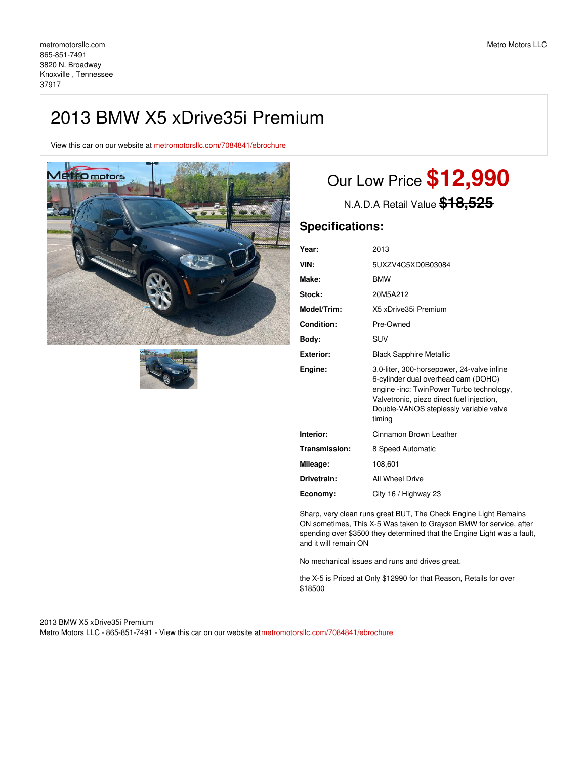metromotorsllc.com
865-851-7491
3820 N. Broadway
Knoxville , Tennessee
37917

Metro Motors LLC

# 2013 BMW X5 xDrive35i Premium

View this car on our website at metromotorsllc.com/7084841/ebrochure

## Our Low Price **$12,990**

N.A.D.A Retail Value ~~**$18,525**~~

## Specifications:

| | |
|---|---|
| **Year:** | 2013 |
| **VIN:** | 5UXZV4C5XD0B03084 |
| **Make:** | BMW |
| **Stock:** | 20M5A212 |
| **Model/Trim:** | X5 xDrive35i Premium |
| **Condition:** | Pre-Owned |
| **Body:** | SUV |
| **Exterior:** | Black Sapphire Metallic |
| **Engine:** | 3.0-liter, 300-horsepower, 24-valve inline 6-cylinder dual overhead cam (DOHC) engine -inc: TwinPower Turbo technology, Valvetronic, piezo direct fuel injection, Double-VANOS steplessly variable valve timing |
| **Interior:** | Cinnamon Brown Leather |
| **Transmission:** | 8 Speed Automatic |
| **Mileage:** | 108,601 |
| **Drivetrain:** | All Wheel Drive |
| **Economy:** | City 16 / Highway 23 |

Sharp, very clean runs great BUT, The Check Engine Light Remains ON sometimes, This X-5 Was taken to Grayson BMW for service, after spending over $3500 they determined that the Engine Light was a fault, and it will remain ON

No mechanical issues and runs and drives great.

the X-5 is Priced at Only $12990 for that Reason, Retails for over $18500

2013 BMW X5 xDrive35i Premium
Metro Motors LLC - 865-851-7491 - View this car on our website at metromotorsllc.com/7084841/ebrochure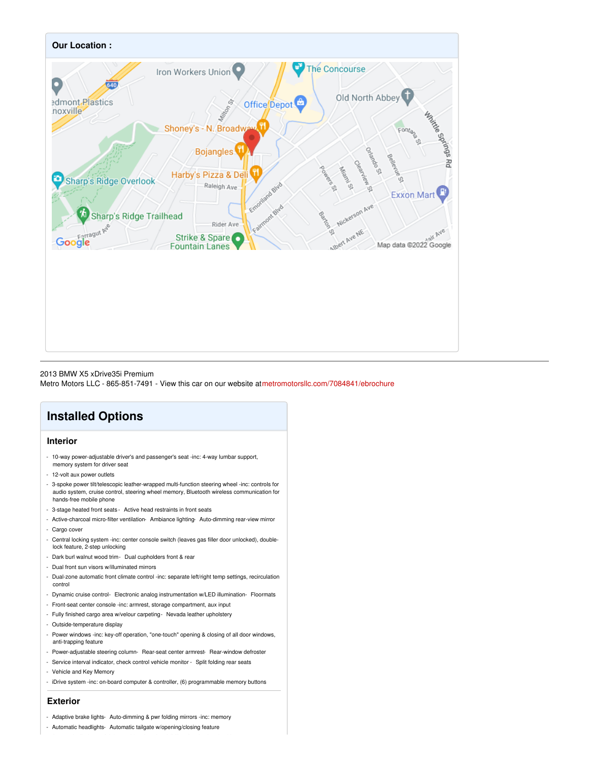## Our Location :

2013 BMW X5 xDrive35i Premium
Metro Motors LLC - 865-851-7491 - View this car on our website at metromotorsllc.com/7084841/ebrochure

# Installed Options

### Interior

- 10-way power-adjustable driver's and passenger's seat -inc: 4-way lumbar support, memory system for driver seat
- 12-volt aux power outlets
- 3-spoke power tilt/telescopic leather-wrapped multi-function steering wheel -inc: controls for audio system, cruise control, steering wheel memory, Bluetooth wireless communication for hands-free mobile phone
- 3-stage heated front seats - Active head restraints in front seats
- Active-charcoal micro-filter ventilation- Ambiance lighting- Auto-dimming rear-view mirror
- Cargo cover
- Central locking system -inc: center console switch (leaves gas filler door unlocked), double-lock feature, 2-step unlocking
- Dark burl walnut wood trim- Dual cupholders front & rear
- Dual front sun visors w/illuminated mirrors
- Dual-zone automatic front climate control -inc: separate left/right temp settings, recirculation control
- Dynamic cruise control- Electronic analog instrumentation w/LED illumination- Floormats
- Front-seat center console -inc: armrest, storage compartment, aux input
- Fully finished cargo area w/velour carpeting- Nevada leather upholstery
- Outside-temperature display
- Power windows -inc: key-off operation, "one-touch" opening & closing of all door windows, anti-trapping feature
- Power-adjustable steering column- Rear-seat center armrest- Rear-window defroster
- Service interval indicator, check control vehicle monitor - Split folding rear seats
- Vehicle and Key Memory
- iDrive system -inc: on-board computer & controller, (6) programmable memory buttons

### Exterior

- Adaptive brake lights- Auto-dimming & pwr folding mirrors -inc: memory
- Automatic headlights- Automatic tailgate w/opening/closing feature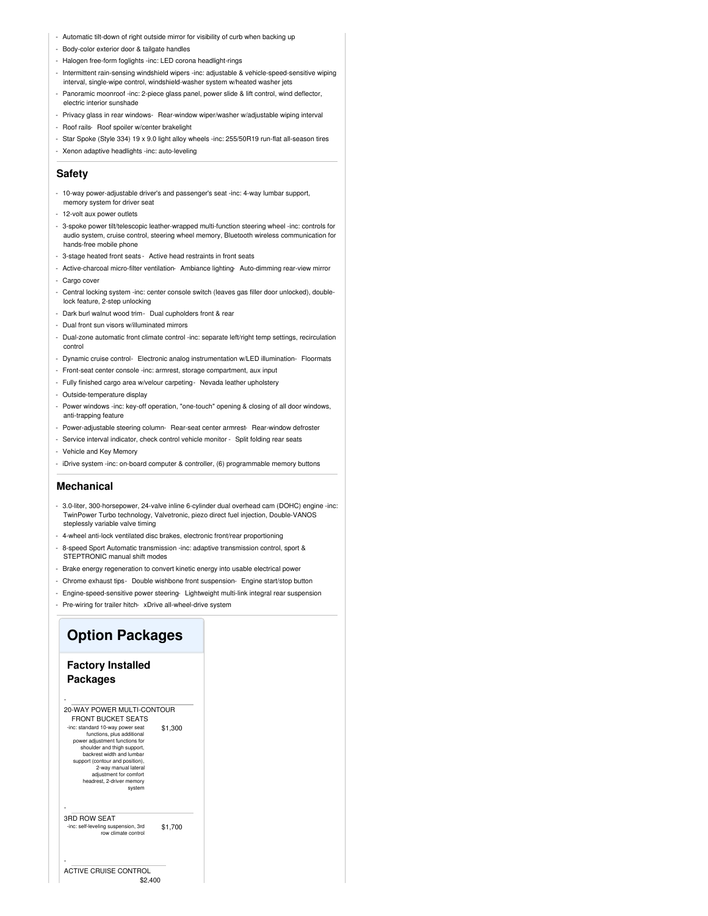- Automatic tilt-down of right outside mirror for visibility of curb when backing up
- Body-color exterior door & tailgate handles
- Halogen free-form foglights -inc: LED corona headlight-rings
- Intermittent rain-sensing windshield wipers -inc: adjustable & vehicle-speed-sensitive wiping interval, single-wipe control, windshield-washer system w/heated washer jets
- Panoramic moonroof -inc: 2-piece glass panel, power slide & lift control, wind deflector, electric interior sunshade
- Privacy glass in rear windows- Rear-window wiper/washer w/adjustable wiping interval
- Roof rails- Roof spoiler w/center brakelight
- Star Spoke (Style 334) 19 x 9.0 light alloy wheels -inc: 255/50R19 run-flat all-season tires
- Xenon adaptive headlights -inc: auto-leveling

## Safety

- 10-way power-adjustable driver's and passenger's seat -inc: 4-way lumbar support, memory system for driver seat
- 12-volt aux power outlets
- 3-spoke power tilt/telescopic leather-wrapped multi-function steering wheel -inc: controls for audio system, cruise control, steering wheel memory, Bluetooth wireless communication for hands-free mobile phone
- 3-stage heated front seats - Active head restraints in front seats
- Active-charcoal micro-filter ventilation- Ambiance lighting- Auto-dimming rear-view mirror
- Cargo cover
- Central locking system -inc: center console switch (leaves gas filler door unlocked), double-lock feature, 2-step unlocking
- Dark burl walnut wood trim- Dual cupholders front & rear
- Dual front sun visors w/illuminated mirrors
- Dual-zone automatic front climate control -inc: separate left/right temp settings, recirculation control
- Dynamic cruise control- Electronic analog instrumentation w/LED illumination- Floormats
- Front-seat center console -inc: armrest, storage compartment, aux input
- Fully finished cargo area w/velour carpeting- Nevada leather upholstery
- Outside-temperature display
- Power windows -inc: key-off operation, "one-touch" opening & closing of all door windows, anti-trapping feature
- Power-adjustable steering column- Rear-seat center armrest- Rear-window defroster
- Service interval indicator, check control vehicle monitor - Split folding rear seats
- Vehicle and Key Memory
- iDrive system -inc: on-board computer & controller, (6) programmable memory buttons

## Mechanical

- 3.0-liter, 300-horsepower, 24-valve inline 6-cylinder dual overhead cam (DOHC) engine -inc: TwinPower Turbo technology, Valvetronic, piezo direct fuel injection, Double-VANOS steplessly variable valve timing
- 4-wheel anti-lock ventilated disc brakes, electronic front/rear proportioning
- 8-speed Sport Automatic transmission -inc: adaptive transmission control, sport & STEPTRONIC manual shift modes
- Brake energy regeneration to convert kinetic energy into usable electrical power
- Chrome exhaust tips- Double wishbone front suspension- Engine start/stop button
- Engine-speed-sensitive power steering- Lightweight multi-link integral rear suspension
- Pre-wiring for trailer hitch- xDrive all-wheel-drive system

# Option Packages

## Factory Installed Packages

- 20-WAY POWER MULTI-CONTOUR FRONT BUCKET SEATS
  -inc: standard 10-way power seat functions, plus additional power adjustment functions for shoulder and thigh support, backrest width and lumbar support (contour and position), 2-way manual lateral adjustment for comfort headrest, 2-driver memory system — $1,300

- 3RD ROW SEAT
  -inc: self-leveling suspension, 3rd row climate control — $1,700

- ACTIVE CRUISE CONTROL — $2,400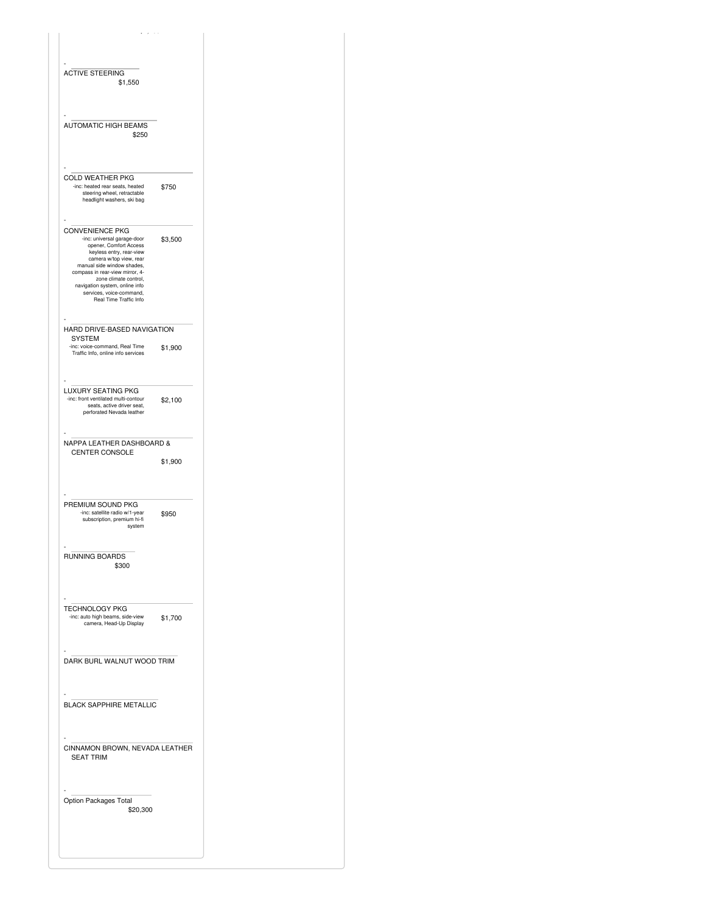| Option | Description | Price |
| --- | --- | --- |
| ACTIVE STEERING | | $1,550 |
| AUTOMATIC HIGH BEAMS | | $250 |
| COLD WEATHER PKG | -inc: heated rear seats, heated steering wheel, retractable headlight washers, ski bag | $750 |
| CONVENIENCE PKG | -inc: universal garage-door opener, Comfort Access keyless entry, rear-view camera w/top view, rear manual side window shades, compass in rear-view mirror, 4-zone climate control, navigation system, online info services, voice-command, Real Time Traffic Info | $3,500 |
| HARD DRIVE-BASED NAVIGATION SYSTEM | -inc: voice-command, Real Time Traffic Info, online info services | $1,900 |
| LUXURY SEATING PKG | -inc: front ventilated multi-contour seats, active driver seat, perforated Nevada leather | $2,100 |
| NAPPA LEATHER DASHBOARD & CENTER CONSOLE | | $1,900 |
| PREMIUM SOUND PKG | -inc: satellite radio w/1-year subscription, premium hi-fi system | $950 |
| RUNNING BOARDS | | $300 |
| TECHNOLOGY PKG | -inc: auto high beams, side-view camera, Head-Up Display | $1,700 |
| DARK BURL WALNUT WOOD TRIM | | |
| BLACK SAPPHIRE METALLIC | | |
| CINNAMON BROWN, NEVADA LEATHER SEAT TRIM | | |
| Option Packages Total | | $20,300 |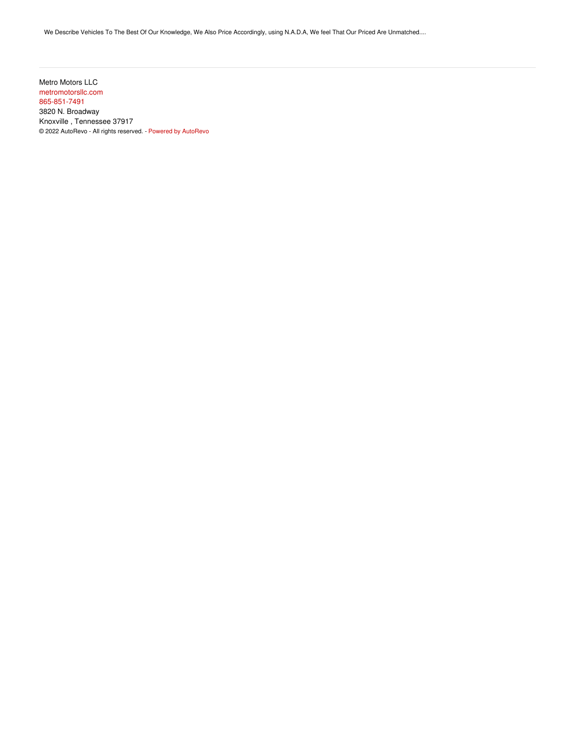We Describe Vehicles To The Best Of Our Knowledge, We Also Price Accordingly, using N.A.D.A, We feel That Our Priced Are Unmatched....

---

Metro Motors LLC
metromotorsllc.com
865-851-7491
3820 N. Broadway
Knoxville , Tennessee 37917
© 2022 AutoRevo - All rights reserved. - Powered by AutoRevo